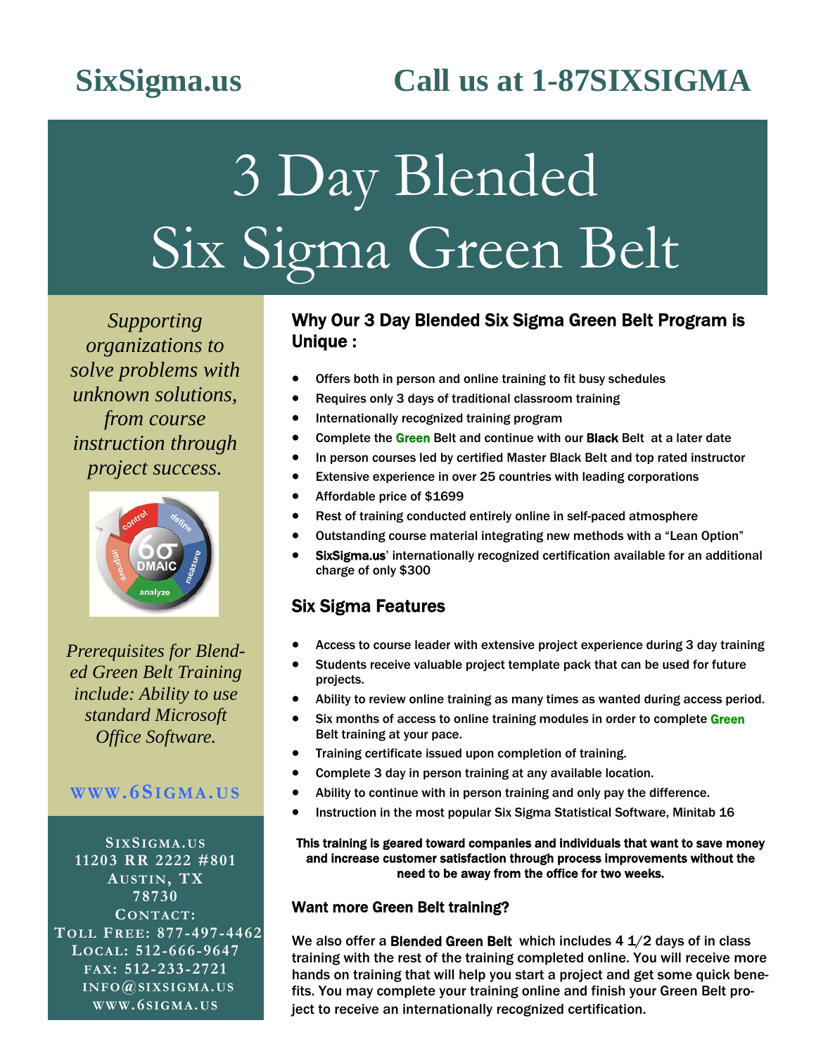SixSigma.us

Call us at 1-87SIXSIGMA

# 3 Day Blended Six Sigma Green Belt

*Supporting organizations to solve problems with unknown solutions, from course instruction through project success.*

*Prerequisites for Blended Green Belt Training include: Ability to use standard Microsoft Office Software.*

**WWW.6SIGMA.US**

**SIXSIGMA.US**
**11203 RR 2222 #801**
**AUSTIN, TX**
**78730**
**CONTACT:**
**TOLL FREE: 877-497-4462**
**LOCAL: 512-666-9647**
**FAX: 512-233-2721**
**INFO@SIXSIGMA.US**
**WWW.6SIGMA.US**

## Why Our 3 Day Blended Six Sigma Green Belt Program is Unique :

- Offers both in person and online training to fit busy schedules
- Requires only 3 days of traditional classroom training
- Internationally recognized training program
- Complete the Green Belt and continue with our **Black** Belt at a later date
- In person courses led by certified Master Black Belt and top rated instructor
- Extensive experience in over 25 countries with leading corporations
- Affordable price of $1699
- Rest of training conducted entirely online in self-paced atmosphere
- Outstanding course material integrating new methods with a "Lean Option"
- **SixSigma.us**' internationally recognized certification available for an additional charge of only $300

## Six Sigma Features

- Access to course leader with extensive project experience during 3 day training
- Students receive valuable project template pack that can be used for future projects.
- Ability to review online training as many times as wanted during access period.
- Six months of access to online training modules in order to complete Green Belt training at your pace.
- Training certificate issued upon completion of training.
- Complete 3 day in person training at any available location.
- Ability to continue with in person training and only pay the difference.
- Instruction in the most popular Six Sigma Statistical Software, Minitab 16

**This training is geared toward companies and individuals that want to save money and increase customer satisfaction through process improvements without the need to be away from the office for two weeks.**

### Want more Green Belt training?

We also offer a **Blended Green Belt** which includes 4 1/2 days of in class training with the rest of the training completed online. You will receive more hands on training that will help you start a project and get some quick benefits. You may complete your training online and finish your Green Belt project to receive an internationally recognized certification.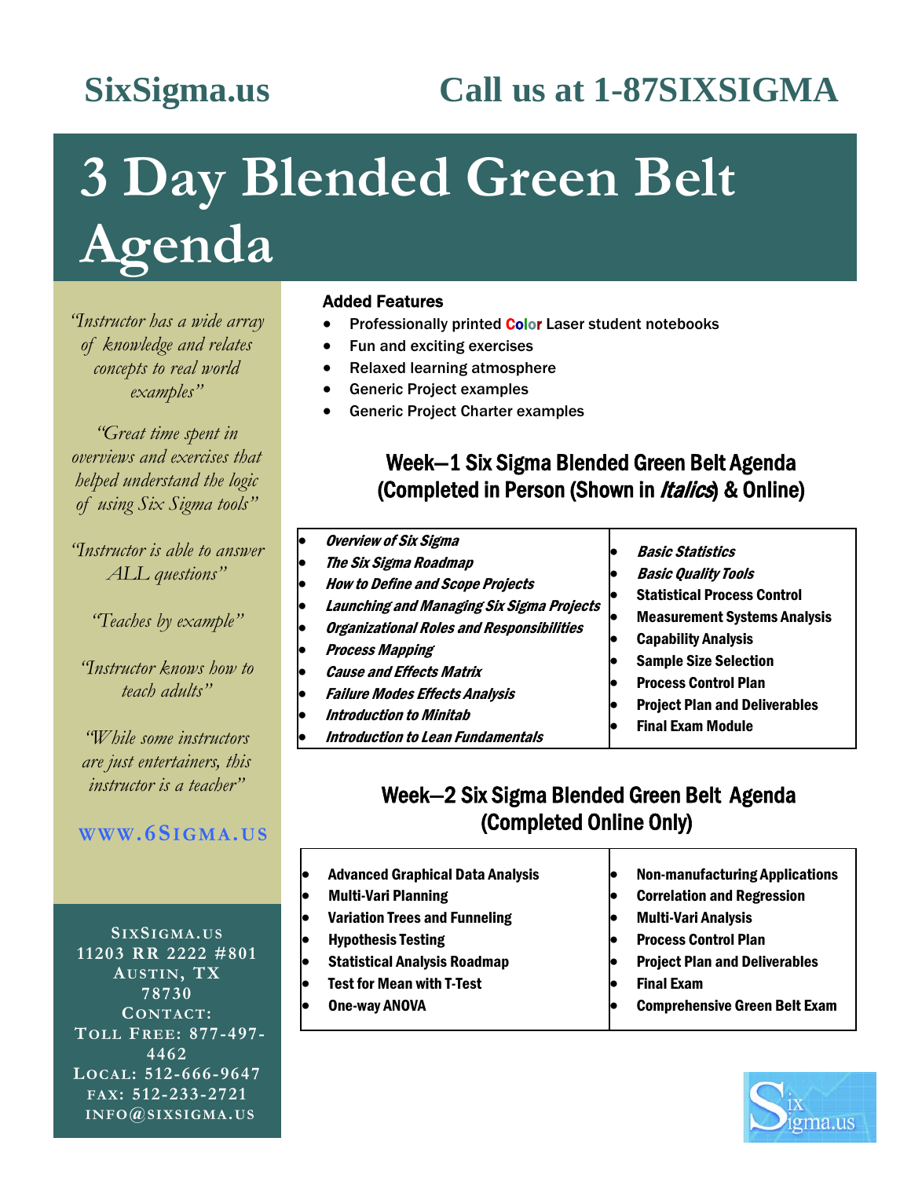SixSigma.us

Call us at 1-87SIXSIGMA

# 3 Day Blended Green Belt Agenda

*"Instructor has a wide array of knowledge and relates concepts to real world examples"*

*"Great time spent in overviews and exercises that helped understand the logic of using Six Sigma tools"*

*"Instructor is able to answer ALL questions"*

*"Teaches by example"*

*"Instructor knows how to teach adults"*

*"While some instructors are just entertainers, this instructor is a teacher"*

WWW.6SIGMA.US

SIXSIGMA.US
11203 RR 2222 #801
AUSTIN, TX 78730
CONTACT:
TOLL FREE: 877-497-4462
LOCAL: 512-666-9647
FAX: 512-233-2721
INFO@SIXSIGMA.US

**Added Features**

- Professionally printed Color Laser student notebooks
- Fun and exciting exercises
- Relaxed learning atmosphere
- Generic Project examples
- Generic Project Charter examples

## Week—1 Six Sigma Blended Green Belt Agenda (Completed in Person (Shown in *Italics*) & Online)

- ***Overview of Six Sigma***
- ***The Six Sigma Roadmap***
- ***How to Define and Scope Projects***
- ***Launching and Managing Six Sigma Projects***
- ***Organizational Roles and Responsibilities***
- ***Process Mapping***
- ***Cause and Effects Matrix***
- ***Failure Modes Effects Analysis***
- ***Introduction to Minitab***
- ***Introduction to Lean Fundamentals***
- ***Basic Statistics***
- ***Basic Quality Tools***
- **Statistical Process Control**
- **Measurement Systems Analysis**
- **Capability Analysis**
- **Sample Size Selection**
- **Process Control Plan**
- **Project Plan and Deliverables**
- **Final Exam Module**

## Week—2 Six Sigma Blended Green Belt Agenda (Completed Online Only)

- **Advanced Graphical Data Analysis**
- **Multi-Vari Planning**
- **Variation Trees and Funneling**
- **Hypothesis Testing**
- **Statistical Analysis Roadmap**
- **Test for Mean with T-Test**
- **One-way ANOVA**
- **Non-manufacturing Applications**
- **Correlation and Regression**
- **Multi-Vari Analysis**
- **Process Control Plan**
- **Project Plan and Deliverables**
- **Final Exam**
- **Comprehensive Green Belt Exam**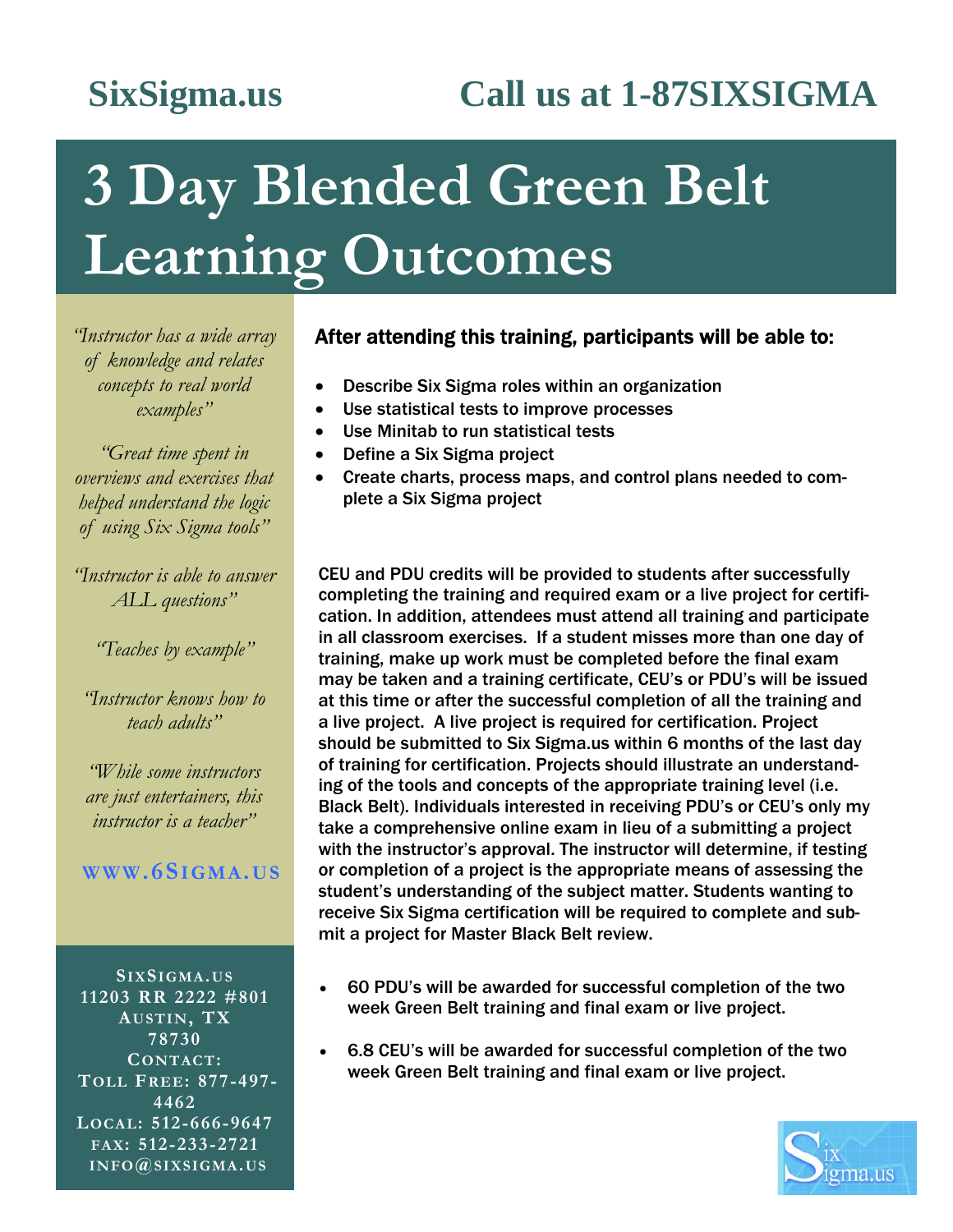SixSigma.us

Call us at 1-87SIXSIGMA

# 3 Day Blended Green Belt Learning Outcomes

*"Instructor has a wide array of knowledge and relates concepts to real world examples"*

*"Great time spent in overviews and exercises that helped understand the logic of using Six Sigma tools"*

*"Instructor is able to answer ALL questions"*

*"Teaches by example"*

*"Instructor knows how to teach adults"*

*"While some instructors are just entertainers, this instructor is a teacher"*

WWW.6SIGMA.US

**SIXSIGMA.US**
**11203 RR 2222 #801**
**AUSTIN, TX 78730**
**CONTACT:**
**TOLL FREE: 877-497-4462**
**LOCAL: 512-666-9647**
**FAX: 512-233-2721**
**INFO@SIXSIGMA.US**

## After attending this training, participants will be able to:

- Describe Six Sigma roles within an organization
- Use statistical tests to improve processes
- Use Minitab to run statistical tests
- Define a Six Sigma project
- Create charts, process maps, and control plans needed to complete a Six Sigma project

CEU and PDU credits will be provided to students after successfully completing the training and required exam or a live project for certification. In addition, attendees must attend all training and participate in all classroom exercises. If a student misses more than one day of training, make up work must be completed before the final exam may be taken and a training certificate, CEU's or PDU's will be issued at this time or after the successful completion of all the training and a live project. A live project is required for certification. Project should be submitted to Six Sigma.us within 6 months of the last day of training for certification. Projects should illustrate an understanding of the tools and concepts of the appropriate training level (i.e. Black Belt). Individuals interested in receiving PDU's or CEU's only my take a comprehensive online exam in lieu of a submitting a project with the instructor's approval. The instructor will determine, if testing or completion of a project is the appropriate means of assessing the student's understanding of the subject matter. Students wanting to receive Six Sigma certification will be required to complete and submit a project for Master Black Belt review.

- 60 PDU's will be awarded for successful completion of the two week Green Belt training and final exam or live project.
- 6.8 CEU's will be awarded for successful completion of the two week Green Belt training and final exam or live project.